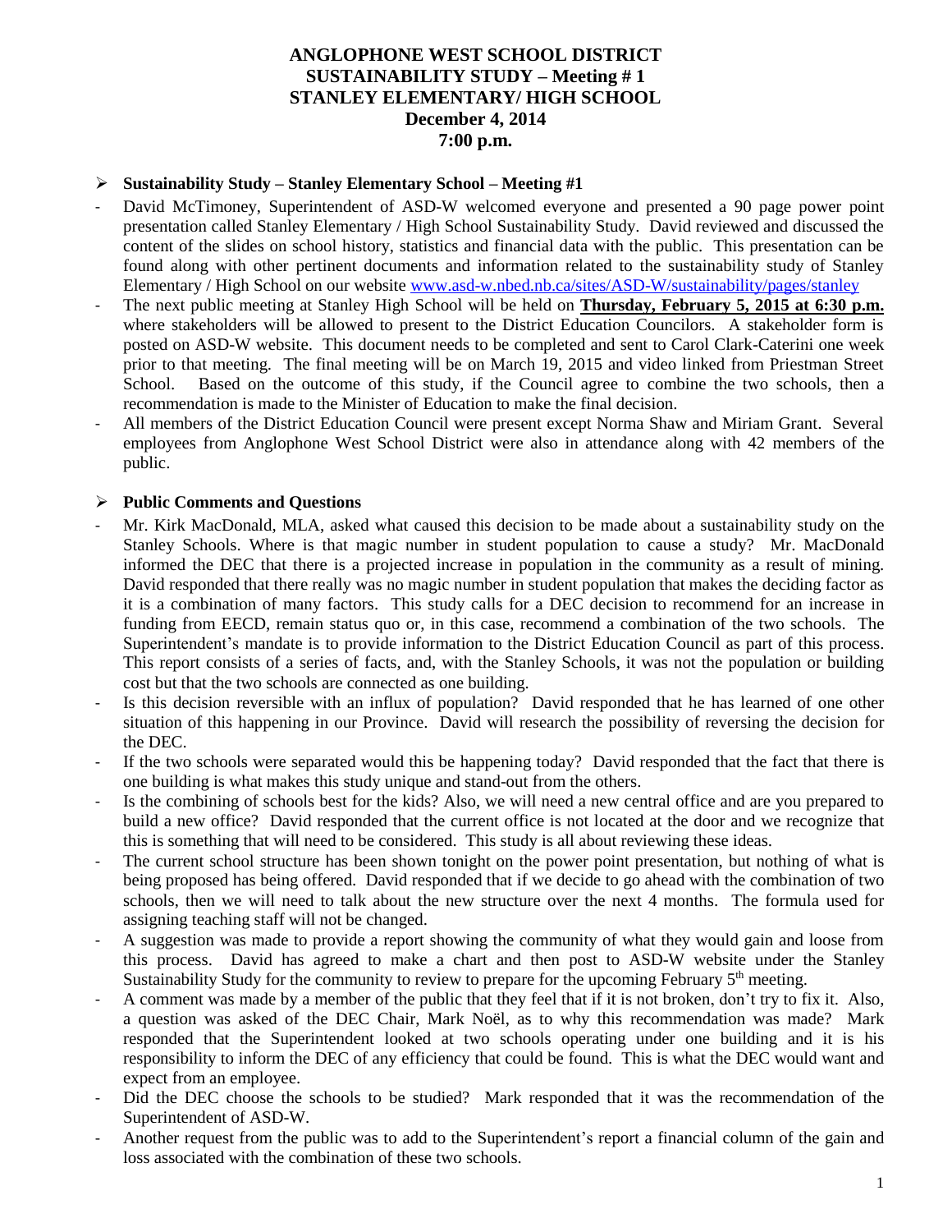# ANGLOPHONE WEST SCHOOL DISTRICT
# SUSTAINABILITY STUDY – Meeting # 1
# STANLEY ELEMENTARY/ HIGH SCHOOL
# December 4, 2014
# 7:00 p.m.

## Sustainability Study – Stanley Elementary School – Meeting #1

- David McTimoney, Superintendent of ASD-W welcomed everyone and presented a 90 page power point presentation called Stanley Elementary / High School Sustainability Study. David reviewed and discussed the content of the slides on school history, statistics and financial data with the public. This presentation can be found along with other pertinent documents and information related to the sustainability study of Stanley Elementary / High School on our website www.asd-w.nbed.nb.ca/sites/ASD-W/sustainability/pages/stanley
- The next public meeting at Stanley High School will be held on **Thursday, February 5, 2015 at 6:30 p.m.** where stakeholders will be allowed to present to the District Education Councilors. A stakeholder form is posted on ASD-W website. This document needs to be completed and sent to Carol Clark-Caterini one week prior to that meeting. The final meeting will be on March 19, 2015 and video linked from Priestman Street School. Based on the outcome of this study, if the Council agree to combine the two schools, then a recommendation is made to the Minister of Education to make the final decision.
- All members of the District Education Council were present except Norma Shaw and Miriam Grant. Several employees from Anglophone West School District were also in attendance along with 42 members of the public.

## Public Comments and Questions

- Mr. Kirk MacDonald, MLA, asked what caused this decision to be made about a sustainability study on the Stanley Schools. Where is that magic number in student population to cause a study? Mr. MacDonald informed the DEC that there is a projected increase in population in the community as a result of mining. David responded that there really was no magic number in student population that makes the deciding factor as it is a combination of many factors. This study calls for a DEC decision to recommend for an increase in funding from EECD, remain status quo or, in this case, recommend a combination of the two schools. The Superintendent's mandate is to provide information to the District Education Council as part of this process. This report consists of a series of facts, and, with the Stanley Schools, it was not the population or building cost but that the two schools are connected as one building.
- Is this decision reversible with an influx of population? David responded that he has learned of one other situation of this happening in our Province. David will research the possibility of reversing the decision for the DEC.
- If the two schools were separated would this be happening today? David responded that the fact that there is one building is what makes this study unique and stand-out from the others.
- Is the combining of schools best for the kids? Also, we will need a new central office and are you prepared to build a new office? David responded that the current office is not located at the door and we recognize that this is something that will need to be considered. This study is all about reviewing these ideas.
- The current school structure has been shown tonight on the power point presentation, but nothing of what is being proposed has being offered. David responded that if we decide to go ahead with the combination of two schools, then we will need to talk about the new structure over the next 4 months. The formula used for assigning teaching staff will not be changed.
- A suggestion was made to provide a report showing the community of what they would gain and loose from this process. David has agreed to make a chart and then post to ASD-W website under the Stanley Sustainability Study for the community to review to prepare for the upcoming February 5th meeting.
- A comment was made by a member of the public that they feel that if it is not broken, don't try to fix it. Also, a question was asked of the DEC Chair, Mark Noël, as to why this recommendation was made? Mark responded that the Superintendent looked at two schools operating under one building and it is his responsibility to inform the DEC of any efficiency that could be found. This is what the DEC would want and expect from an employee.
- Did the DEC choose the schools to be studied? Mark responded that it was the recommendation of the Superintendent of ASD-W.
- Another request from the public was to add to the Superintendent's report a financial column of the gain and loss associated with the combination of these two schools.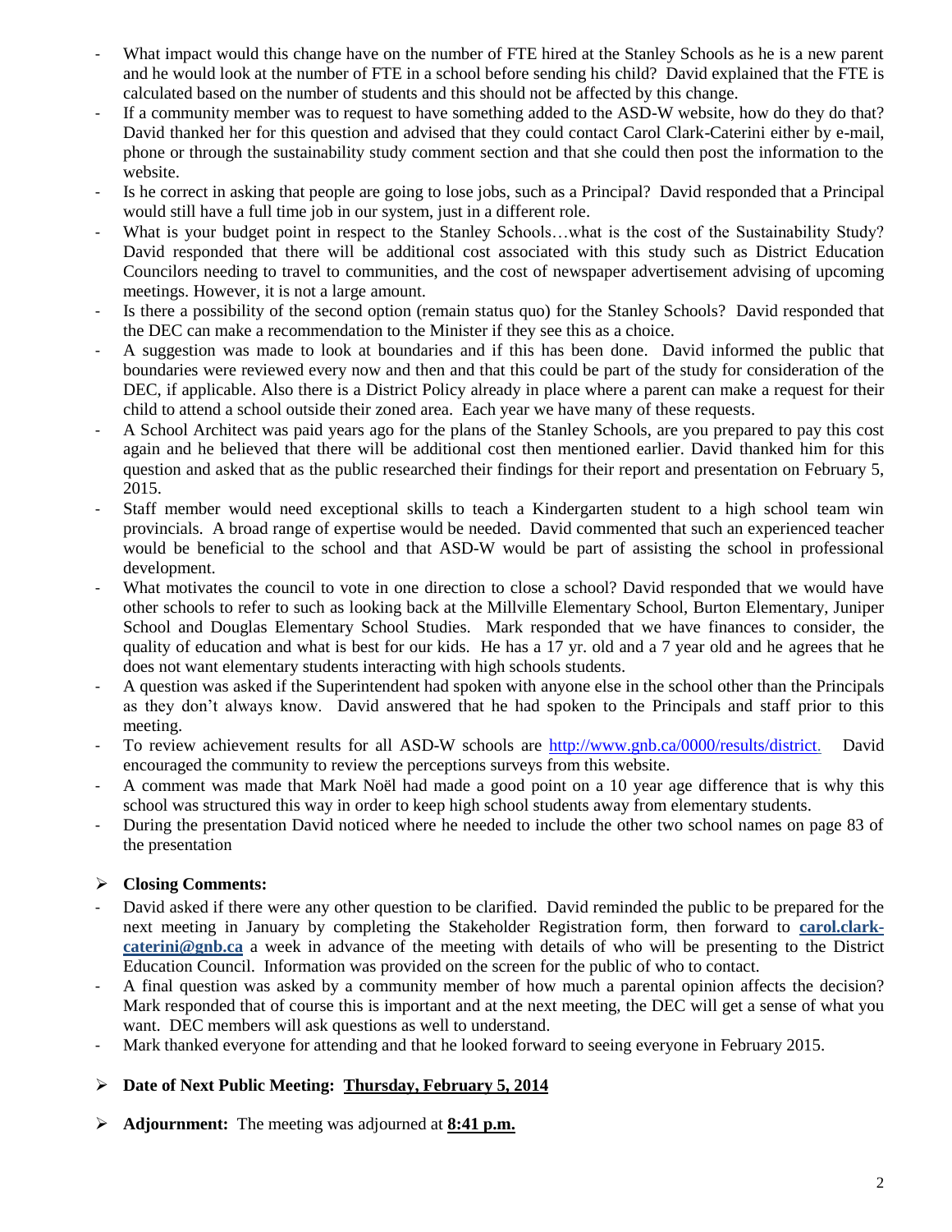- What impact would this change have on the number of FTE hired at the Stanley Schools as he is a new parent and he would look at the number of FTE in a school before sending his child? David explained that the FTE is calculated based on the number of students and this should not be affected by this change.
- If a community member was to request to have something added to the ASD-W website, how do they do that? David thanked her for this question and advised that they could contact Carol Clark-Caterini either by e-mail, phone or through the sustainability study comment section and that she could then post the information to the website.
- Is he correct in asking that people are going to lose jobs, such as a Principal? David responded that a Principal would still have a full time job in our system, just in a different role.
- What is your budget point in respect to the Stanley Schools…what is the cost of the Sustainability Study? David responded that there will be additional cost associated with this study such as District Education Councilors needing to travel to communities, and the cost of newspaper advertisement advising of upcoming meetings. However, it is not a large amount.
- Is there a possibility of the second option (remain status quo) for the Stanley Schools? David responded that the DEC can make a recommendation to the Minister if they see this as a choice.
- A suggestion was made to look at boundaries and if this has been done. David informed the public that boundaries were reviewed every now and then and that this could be part of the study for consideration of the DEC, if applicable. Also there is a District Policy already in place where a parent can make a request for their child to attend a school outside their zoned area. Each year we have many of these requests.
- A School Architect was paid years ago for the plans of the Stanley Schools, are you prepared to pay this cost again and he believed that there will be additional cost then mentioned earlier. David thanked him for this question and asked that as the public researched their findings for their report and presentation on February 5, 2015.
- Staff member would need exceptional skills to teach a Kindergarten student to a high school team win provincials. A broad range of expertise would be needed. David commented that such an experienced teacher would be beneficial to the school and that ASD-W would be part of assisting the school in professional development.
- What motivates the council to vote in one direction to close a school? David responded that we would have other schools to refer to such as looking back at the Millville Elementary School, Burton Elementary, Juniper School and Douglas Elementary School Studies. Mark responded that we have finances to consider, the quality of education and what is best for our kids. He has a 17 yr. old and a 7 year old and he agrees that he does not want elementary students interacting with high schools students.
- A question was asked if the Superintendent had spoken with anyone else in the school other than the Principals as they don't always know. David answered that he had spoken to the Principals and staff prior to this meeting.
- To review achievement results for all ASD-W schools are http://www.gnb.ca/0000/results/district. David encouraged the community to review the perceptions surveys from this website.
- A comment was made that Mark Noël had made a good point on a 10 year age difference that is why this school was structured this way in order to keep high school students away from elementary students.
- During the presentation David noticed where he needed to include the other two school names on page 83 of the presentation

## Closing Comments:

- David asked if there were any other question to be clarified. David reminded the public to be prepared for the next meeting in January by completing the Stakeholder Registration form, then forward to **carol.clark-caterini@gnb.ca** a week in advance of the meeting with details of who will be presenting to the District Education Council. Information was provided on the screen for the public of who to contact.
- A final question was asked by a community member of how much a parental opinion affects the decision? Mark responded that of course this is important and at the next meeting, the DEC will get a sense of what you want. DEC members will ask questions as well to understand.
- Mark thanked everyone for attending and that he looked forward to seeing everyone in February 2015.

## Date of Next Public Meeting: **Thursday, February 5, 2014**

## Adjournment: The meeting was adjourned at **8:41 p.m.**